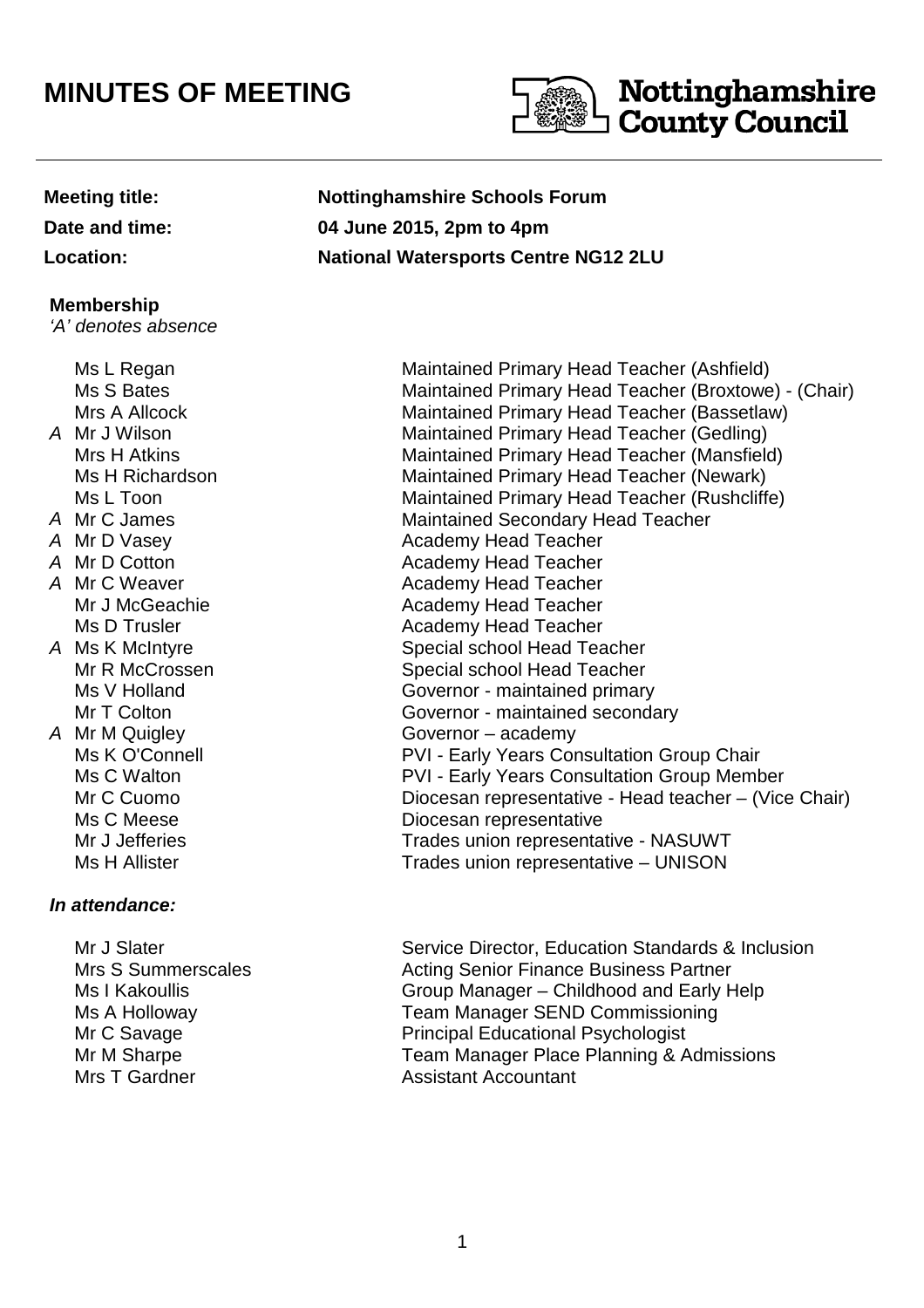# MINUTES OF MEETING

**Nottinghamshire County Council**

| | |
|---|---|
| **Meeting title:** | **Nottinghamshire Schools Forum** |
| **Date and time:** | **04 June 2015, 2pm to 4pm** |
| **Location:** | **National Watersports Centre NG12 2LU** |

**Membership**
*'A' denotes absence*

| | | |
|---|---|---|
| | Ms L Regan | Maintained Primary Head Teacher (Ashfield) |
| | Ms S Bates | Maintained Primary Head Teacher (Broxtowe) - (Chair) |
| | Mrs A Allcock | Maintained Primary Head Teacher (Bassetlaw) |
| *A* | Mr J Wilson | Maintained Primary Head Teacher (Gedling) |
| | Mrs H Atkins | Maintained Primary Head Teacher (Mansfield) |
| | Ms H Richardson | Maintained Primary Head Teacher (Newark) |
| | Ms L Toon | Maintained Primary Head Teacher (Rushcliffe) |
| *A* | Mr C James | Maintained Secondary Head Teacher |
| *A* | Mr D Vasey | Academy Head Teacher |
| *A* | Mr D Cotton | Academy Head Teacher |
| *A* | Mr C Weaver | Academy Head Teacher |
| | Mr J McGeachie | Academy Head Teacher |
| | Ms D Trusler | Academy Head Teacher |
| *A* | Ms K McIntyre | Special school Head Teacher |
| | Mr R McCrossen | Special school Head Teacher |
| | Ms V Holland | Governor - maintained primary |
| | Mr T Colton | Governor - maintained secondary |
| *A* | Mr M Quigley | Governor – academy |
| | Ms K O'Connell | PVI - Early Years Consultation Group Chair |
| | Ms C Walton | PVI - Early Years Consultation Group Member |
| | Mr C Cuomo | Diocesan representative - Head teacher – (Vice Chair) |
| | Ms C Meese | Diocesan representative |
| | Mr J Jefferies | Trades union representative - NASUWT |
| | Ms H Allister | Trades union representative – UNISON |

***In attendance:***

| | |
|---|---|
| Mr J Slater | Service Director, Education Standards & Inclusion |
| Mrs S Summerscales | Acting Senior Finance Business Partner |
| Ms I Kakoullis | Group Manager – Childhood and Early Help |
| Ms A Holloway | Team Manager SEND Commissioning |
| Mr C Savage | Principal Educational Psychologist |
| Mr M Sharpe | Team Manager Place Planning & Admissions |
| Mrs T Gardner | Assistant Accountant |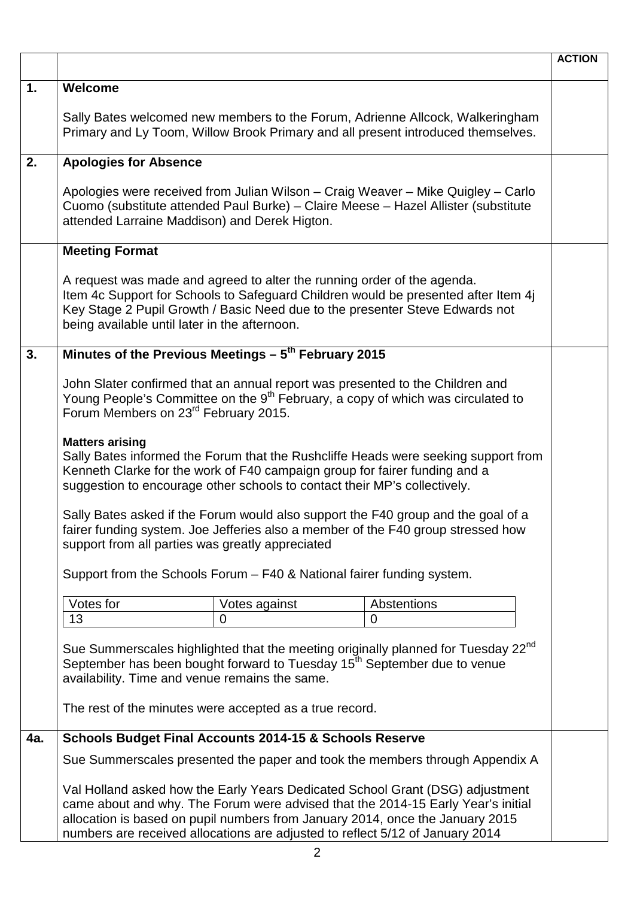| | | ACTION |
|---|---|---|
| **1.** | **Welcome**<br><br>Sally Bates welcomed new members to the Forum, Adrienne Allcock, Walkeringham Primary and Ly Toom, Willow Brook Primary and all present introduced themselves. | |
| **2.** | **Apologies for Absence**<br><br>Apologies were received from Julian Wilson – Craig Weaver – Mike Quigley – Carlo Cuomo (substitute attended Paul Burke) – Claire Meese – Hazel Allister (substitute attended Larraine Maddison) and Derek Higton. | |
| | **Meeting Format**<br><br>A request was made and agreed to alter the running order of the agenda. Item 4c Support for Schools to Safeguard Children would be presented after Item 4j Key Stage 2 Pupil Growth / Basic Need due to the presenter Steve Edwards not being available until later in the afternoon. | |
| **3.** | **Minutes of the Previous Meetings – 5th February 2015**<br><br>John Slater confirmed that an annual report was presented to the Children and Young People's Committee on the 9th February, a copy of which was circulated to Forum Members on 23rd February 2015.<br><br>**Matters arising**<br>Sally Bates informed the Forum that the Rushcliffe Heads were seeking support from Kenneth Clarke for the work of F40 campaign group for fairer funding and a suggestion to encourage other schools to contact their MP's collectively.<br><br>Sally Bates asked if the Forum would also support the F40 group and the goal of a fairer funding system. Joe Jefferies also a member of the F40 group stressed how support from all parties was greatly appreciated<br><br>Support from the Schools Forum – F40 & National fairer funding system.<br><br>Votes for: 13 – Votes against: 0 – Abstentions: 0<br><br>Sue Summerscales highlighted that the meeting originally planned for Tuesday 22nd September has been bought forward to Tuesday 15th September due to venue availability. Time and venue remains the same.<br><br>The rest of the minutes were accepted as a true record. | |
| **4a.** | **Schools Budget Final Accounts 2014-15 & Schools Reserve**<br><br>Sue Summerscales presented the paper and took the members through Appendix A<br><br>Val Holland asked how the Early Years Dedicated School Grant (DSG) adjustment came about and why. The Forum were advised that the 2014-15 Early Year's initial allocation is based on pupil numbers from January 2014, once the January 2015 numbers are received allocations are adjusted to reflect 5/12 of January 2014 | |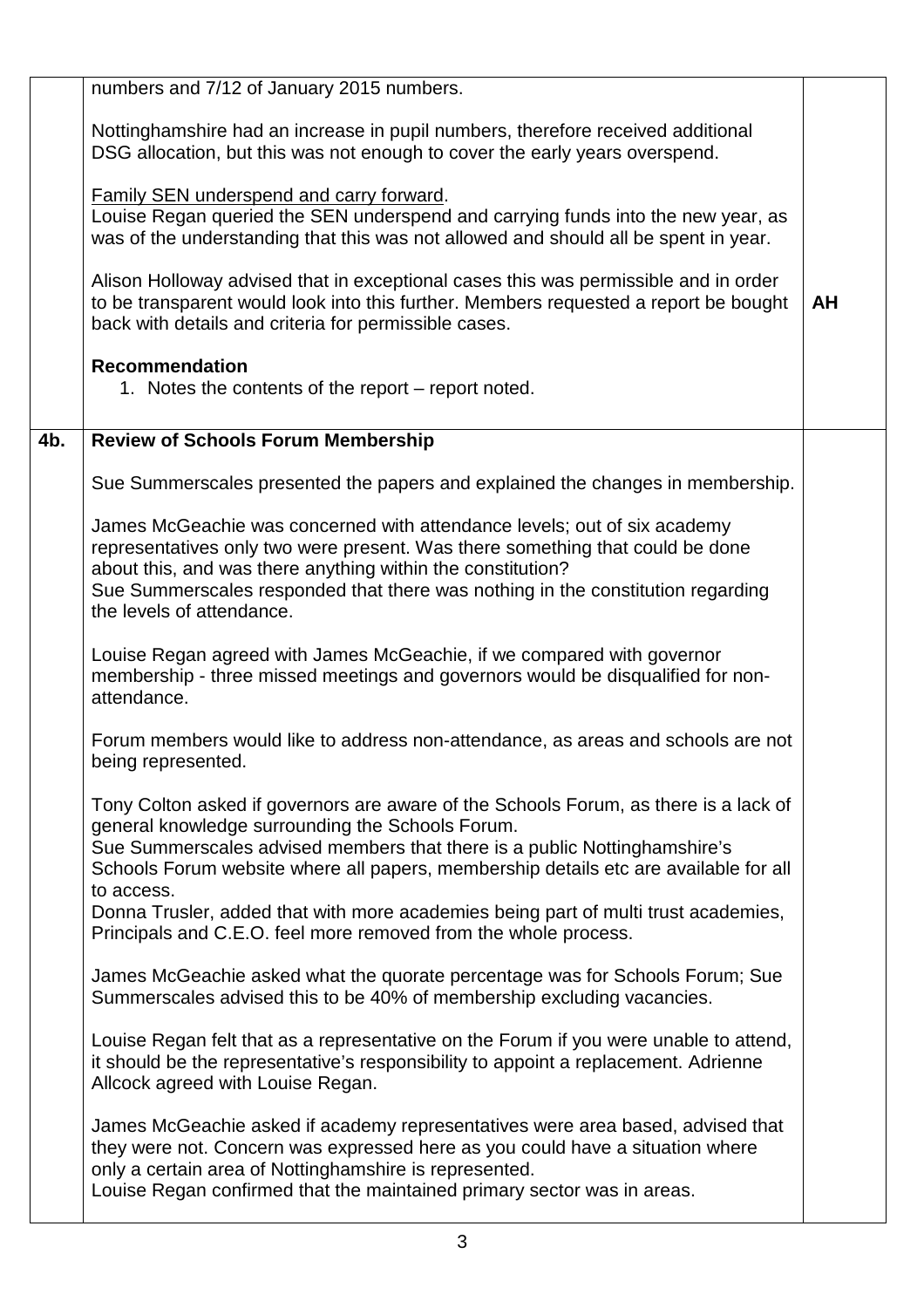| | | |
|---|---|---|
| | numbers and 7/12 of January 2015 numbers.<br><br>Nottinghamshire had an increase in pupil numbers, therefore received additional DSG allocation, but this was not enough to cover the early years overspend.<br><br><u>Family SEN underspend and carry forward</u>.<br>Louise Regan queried the SEN underspend and carrying funds into the new year, as was of the understanding that this was not allowed and should all be spent in year.<br><br>Alison Holloway advised that in exceptional cases this was permissible and in order to be transparent would look into this further. Members requested a report be bought back with details and criteria for permissible cases.<br><br>**Recommendation**<br>1. Notes the contents of the report – report noted. | **AH** |
| **4b.** | **Review of Schools Forum Membership**<br><br>Sue Summerscales presented the papers and explained the changes in membership.<br><br>James McGeachie was concerned with attendance levels; out of six academy representatives only two were present. Was there something that could be done about this, and was there anything within the constitution?<br>Sue Summerscales responded that there was nothing in the constitution regarding the levels of attendance.<br><br>Louise Regan agreed with James McGeachie, if we compared with governor membership - three missed meetings and governors would be disqualified for non-attendance.<br><br>Forum members would like to address non-attendance, as areas and schools are not being represented.<br><br>Tony Colton asked if governors are aware of the Schools Forum, as there is a lack of general knowledge surrounding the Schools Forum.<br>Sue Summerscales advised members that there is a public Nottinghamshire's Schools Forum website where all papers, membership details etc are available for all to access.<br>Donna Trusler, added that with more academies being part of multi trust academies, Principals and C.E.O. feel more removed from the whole process.<br><br>James McGeachie asked what the quorate percentage was for Schools Forum; Sue Summerscales advised this to be 40% of membership excluding vacancies.<br><br>Louise Regan felt that as a representative on the Forum if you were unable to attend, it should be the representative's responsibility to appoint a replacement. Adrienne Allcock agreed with Louise Regan.<br><br>James McGeachie asked if academy representatives were area based, advised that they were not. Concern was expressed here as you could have a situation where only a certain area of Nottinghamshire is represented.<br>Louise Regan confirmed that the maintained primary sector was in areas. | |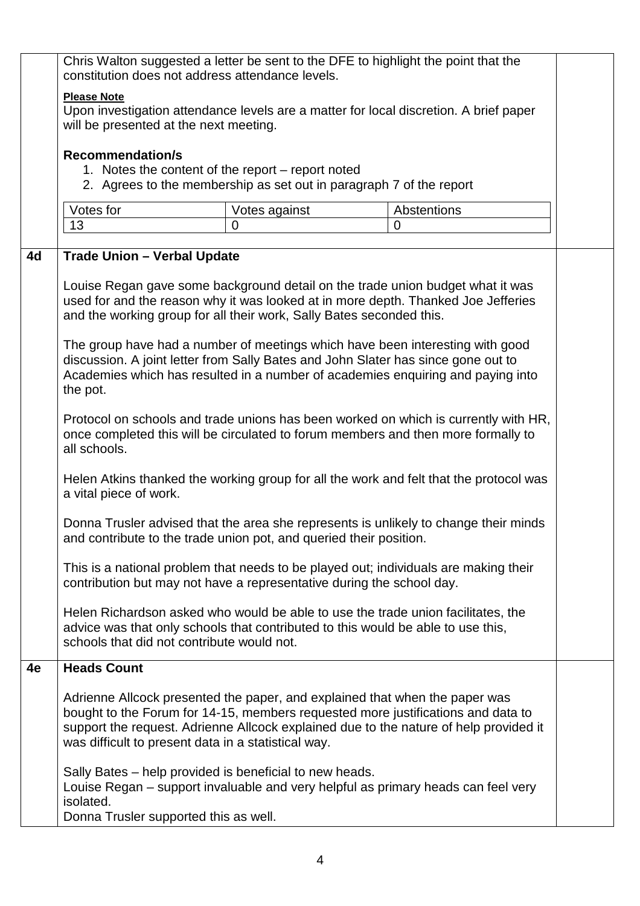Chris Walton suggested a letter be sent to the DFE to highlight the point that the constitution does not address attendance levels.

**Please Note**

Upon investigation attendance levels are a matter for local discretion. A brief paper will be presented at the next meeting.

**Recommendation/s**

1. Notes the content of the report – report noted
2. Agrees to the membership as set out in paragraph 7 of the report

| Votes for | Votes against | Abstentions |
|---|---|---|
| 13 | 0 | 0 |

## 4d Trade Union – Verbal Update

Louise Regan gave some background detail on the trade union budget what it was used for and the reason why it was looked at in more depth. Thanked Joe Jefferies and the working group for all their work, Sally Bates seconded this.

The group have had a number of meetings which have been interesting with good discussion. A joint letter from Sally Bates and John Slater has since gone out to Academies which has resulted in a number of academies enquiring and paying into the pot.

Protocol on schools and trade unions has been worked on which is currently with HR, once completed this will be circulated to forum members and then more formally to all schools.

Helen Atkins thanked the working group for all the work and felt that the protocol was a vital piece of work.

Donna Trusler advised that the area she represents is unlikely to change their minds and contribute to the trade union pot, and queried their position.

This is a national problem that needs to be played out; individuals are making their contribution but may not have a representative during the school day.

Helen Richardson asked who would be able to use the trade union facilitates, the advice was that only schools that contributed to this would be able to use this, schools that did not contribute would not.

## 4e Heads Count

Adrienne Allcock presented the paper, and explained that when the paper was bought to the Forum for 14-15, members requested more justifications and data to support the request. Adrienne Allcock explained due to the nature of help provided it was difficult to present data in a statistical way.

Sally Bates – help provided is beneficial to new heads.
Louise Regan – support invaluable and very helpful as primary heads can feel very isolated.
Donna Trusler supported this as well.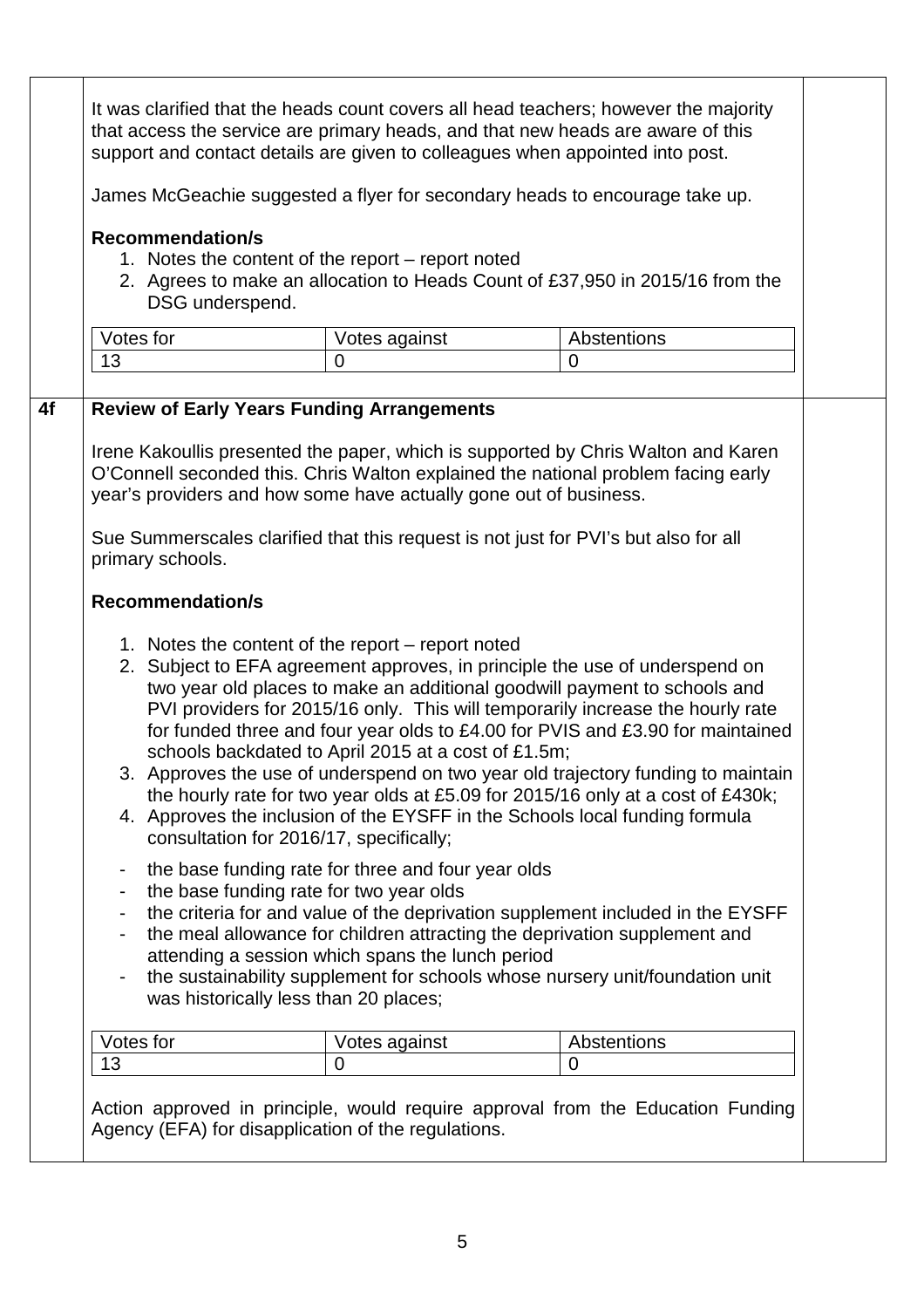It was clarified that the heads count covers all head teachers; however the majority that access the service are primary heads, and that new heads are aware of this support and contact details are given to colleagues when appointed into post.

James McGeachie suggested a flyer for secondary heads to encourage take up.

**Recommendation/s**

1. Notes the content of the report – report noted
2. Agrees to make an allocation to Heads Count of £37,950 in 2015/16 from the DSG underspend.

| Votes for | Votes against | Abstentions |
|---|---|---|
| 13 | 0 | 0 |

**4f Review of Early Years Funding Arrangements**

Irene Kakoullis presented the paper, which is supported by Chris Walton and Karen O'Connell seconded this. Chris Walton explained the national problem facing early year's providers and how some have actually gone out of business.

Sue Summerscales clarified that this request is not just for PVI's but also for all primary schools.

**Recommendation/s**

1. Notes the content of the report – report noted
2. Subject to EFA agreement approves, in principle the use of underspend on two year old places to make an additional goodwill payment to schools and PVI providers for 2015/16 only. This will temporarily increase the hourly rate for funded three and four year olds to £4.00 for PVIS and £3.90 for maintained schools backdated to April 2015 at a cost of £1.5m;
3. Approves the use of underspend on two year old trajectory funding to maintain the hourly rate for two year olds at £5.09 for 2015/16 only at a cost of £430k;
4. Approves the inclusion of the EYSFF in the Schools local funding formula consultation for 2016/17, specifically;

- the base funding rate for three and four year olds
- the base funding rate for two year olds
- the criteria for and value of the deprivation supplement included in the EYSFF
- the meal allowance for children attracting the deprivation supplement and attending a session which spans the lunch period
- the sustainability supplement for schools whose nursery unit/foundation unit was historically less than 20 places;

| Votes for | Votes against | Abstentions |
|---|---|---|
| 13 | 0 | 0 |

Action approved in principle, would require approval from the Education Funding Agency (EFA) for disapplication of the regulations.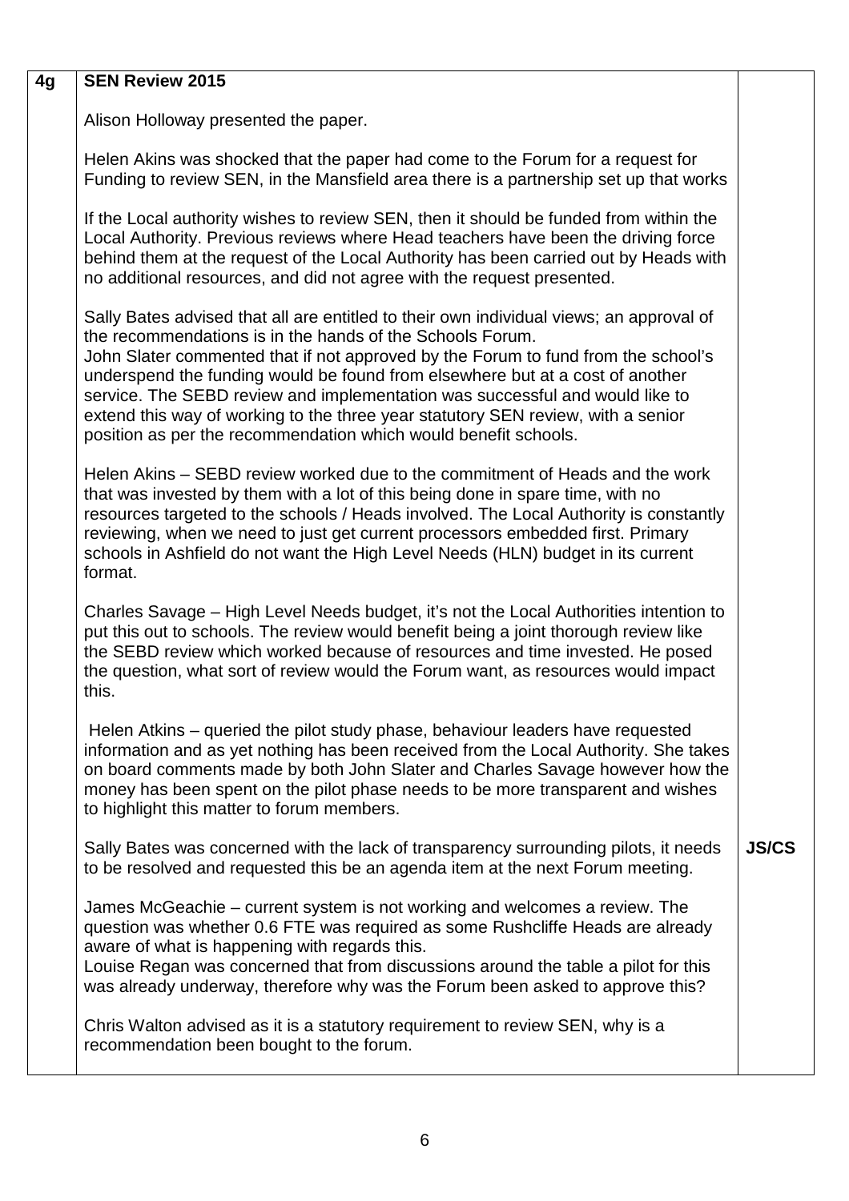| 4g | **SEN Review 2015**<br><br>Alison Holloway presented the paper.<br><br>Helen Akins was shocked that the paper had come to the Forum for a request for Funding to review SEN, in the Mansfield area there is a partnership set up that works<br><br>If the Local authority wishes to review SEN, then it should be funded from within the Local Authority. Previous reviews where Head teachers have been the driving force behind them at the request of the Local Authority has been carried out by Heads with no additional resources, and did not agree with the request presented.<br><br>Sally Bates advised that all are entitled to their own individual views; an approval of the recommendations is in the hands of the Schools Forum.<br>John Slater commented that if not approved by the Forum to fund from the school's underspend the funding would be found from elsewhere but at a cost of another service. The SEBD review and implementation was successful and would like to extend this way of working to the three year statutory SEN review, with a senior position as per the recommendation which would benefit schools.<br><br>Helen Akins – SEBD review worked due to the commitment of Heads and the work that was invested by them with a lot of this being done in spare time, with no resources targeted to the schools / Heads involved. The Local Authority is constantly reviewing, when we need to just get current processors embedded first. Primary schools in Ashfield do not want the High Level Needs (HLN) budget in its current format.<br><br>Charles Savage – High Level Needs budget, it's not the Local Authorities intention to put this out to schools. The review would benefit being a joint thorough review like the SEBD review which worked because of resources and time invested. He posed the question, what sort of review would the Forum want, as resources would impact this.<br><br>Helen Atkins – queried the pilot study phase, behaviour leaders have requested information and as yet nothing has been received from the Local Authority. She takes on board comments made by both John Slater and Charles Savage however how the money has been spent on the pilot phase needs to be more transparent and wishes to highlight this matter to forum members.<br><br>Sally Bates was concerned with the lack of transparency surrounding pilots, it needs to be resolved and requested this be an agenda item at the next Forum meeting.<br><br>James McGeachie – current system is not working and welcomes a review. The question was whether 0.6 FTE was required as some Rushcliffe Heads are already aware of what is happening with regards this.<br>Louise Regan was concerned that from discussions around the table a pilot for this was already underway, therefore why was the Forum been asked to approve this?<br><br>Chris Walton advised as it is a statutory requirement to review SEN, why is a recommendation been bought to the forum. | **JS/CS** |
|---|---|---|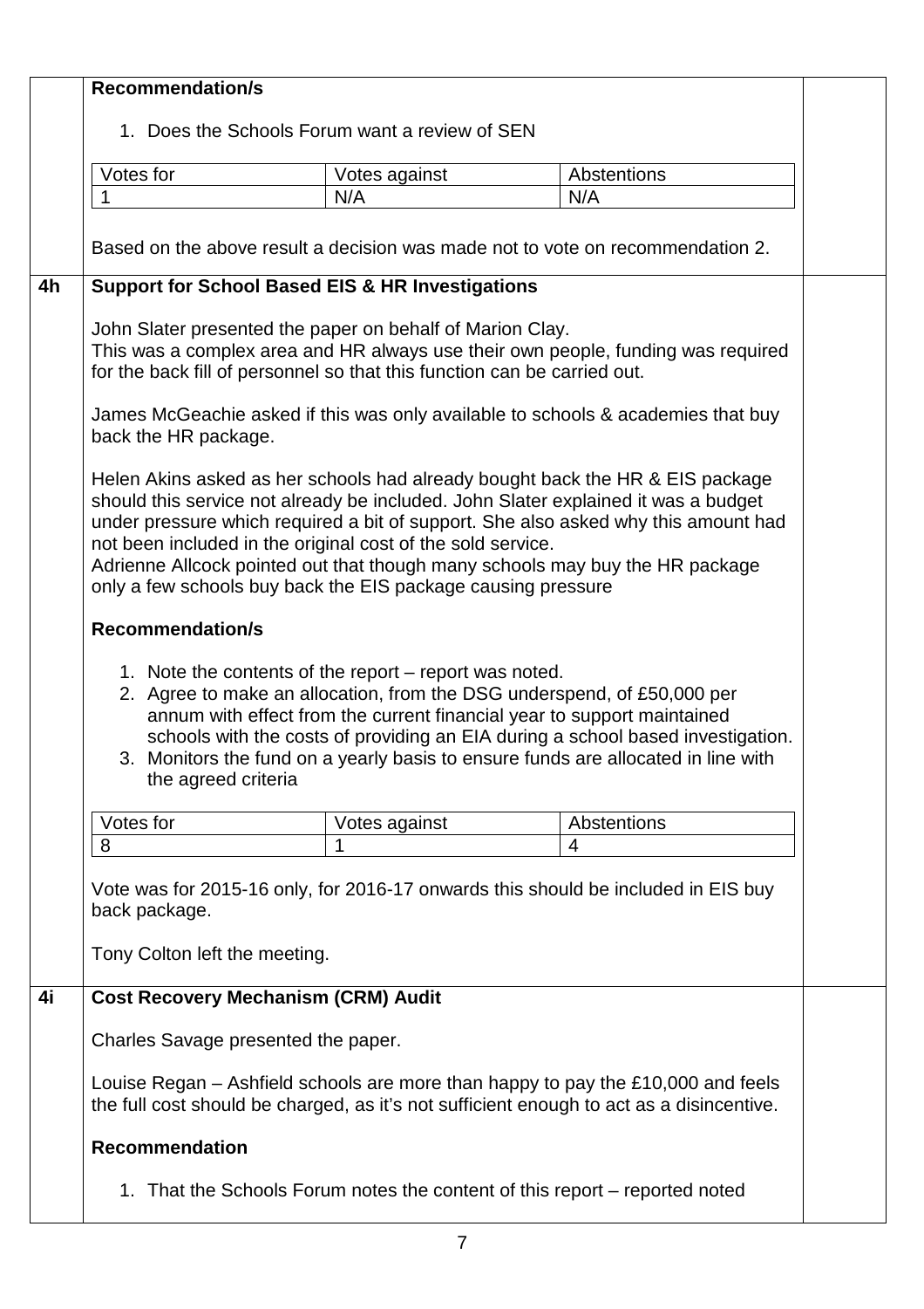**Recommendation/s**

1. Does the Schools Forum want a review of SEN

| Votes for | Votes against | Abstentions |
|---|---|---|
| 1 | N/A | N/A |

Based on the above result a decision was made not to vote on recommendation 2.

## 4h Support for School Based EIS & HR Investigations

John Slater presented the paper on behalf of Marion Clay.
This was a complex area and HR always use their own people, funding was required for the back fill of personnel so that this function can be carried out.

James McGeachie asked if this was only available to schools & academies that buy back the HR package.

Helen Akins asked as her schools had already bought back the HR & EIS package should this service not already be included. John Slater explained it was a budget under pressure which required a bit of support. She also asked why this amount had not been included in the original cost of the sold service.
Adrienne Allcock pointed out that though many schools may buy the HR package only a few schools buy back the EIS package causing pressure

**Recommendation/s**

1. Note the contents of the report – report was noted.
2. Agree to make an allocation, from the DSG underspend, of £50,000 per annum with effect from the current financial year to support maintained schools with the costs of providing an EIA during a school based investigation.
3. Monitors the fund on a yearly basis to ensure funds are allocated in line with the agreed criteria

| Votes for | Votes against | Abstentions |
|---|---|---|
| 8 | 1 | 4 |

Vote was for 2015-16 only, for 2016-17 onwards this should be included in EIS buy back package.

Tony Colton left the meeting.

## 4i Cost Recovery Mechanism (CRM) Audit

Charles Savage presented the paper.

Louise Regan – Ashfield schools are more than happy to pay the £10,000 and feels the full cost should be charged, as it's not sufficient enough to act as a disincentive.

**Recommendation**

1. That the Schools Forum notes the content of this report – reported noted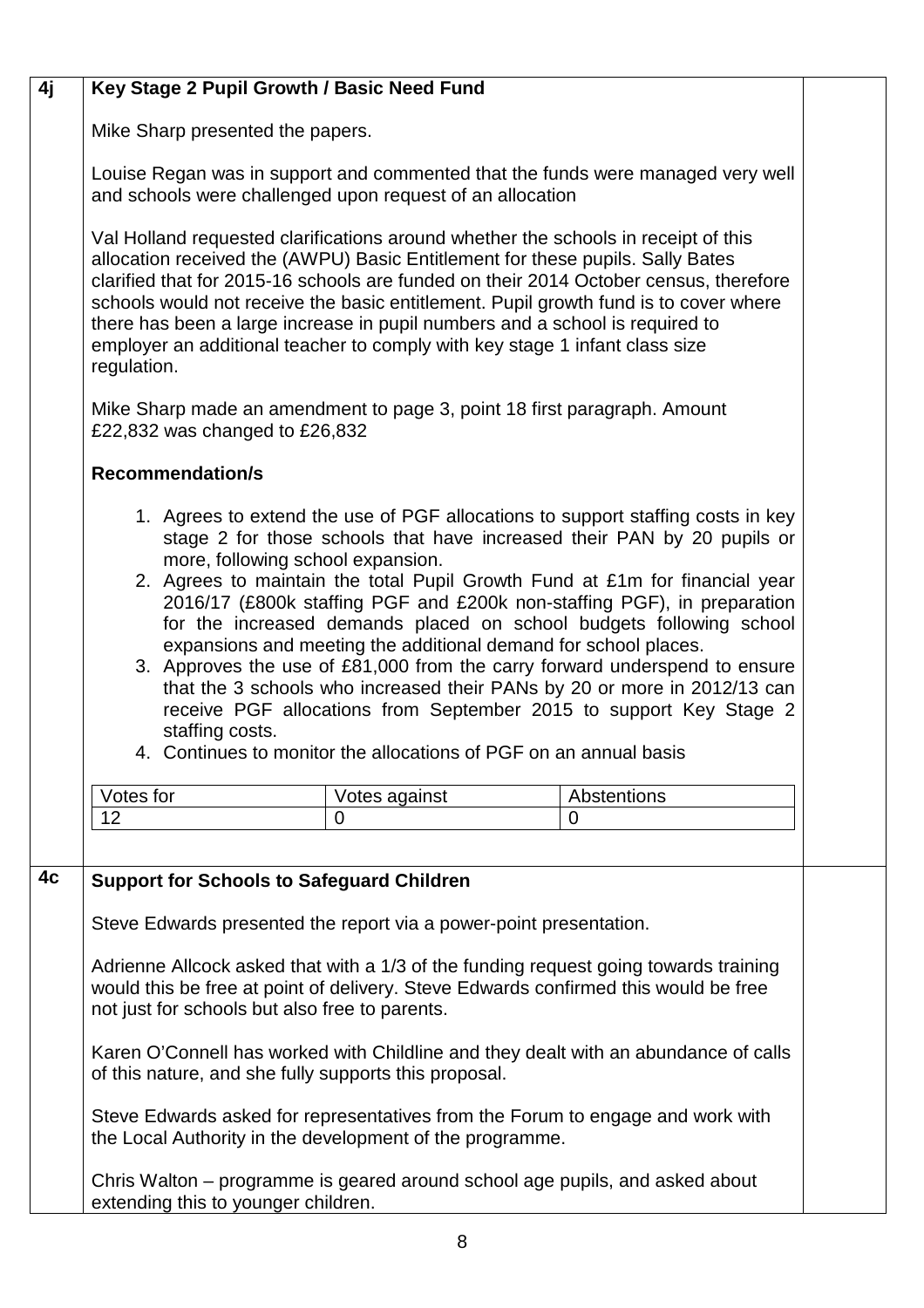## 4j Key Stage 2 Pupil Growth / Basic Need Fund

Mike Sharp presented the papers.

Louise Regan was in support and commented that the funds were managed very well and schools were challenged upon request of an allocation

Val Holland requested clarifications around whether the schools in receipt of this allocation received the (AWPU) Basic Entitlement for these pupils. Sally Bates clarified that for 2015-16 schools are funded on their 2014 October census, therefore schools would not receive the basic entitlement. Pupil growth fund is to cover where there has been a large increase in pupil numbers and a school is required to employer an additional teacher to comply with key stage 1 infant class size regulation.

Mike Sharp made an amendment to page 3, point 18 first paragraph. Amount £22,832 was changed to £26,832

**Recommendation/s**

1. Agrees to extend the use of PGF allocations to support staffing costs in key stage 2 for those schools that have increased their PAN by 20 pupils or more, following school expansion.
2. Agrees to maintain the total Pupil Growth Fund at £1m for financial year 2016/17 (£800k staffing PGF and £200k non-staffing PGF), in preparation for the increased demands placed on school budgets following school expansions and meeting the additional demand for school places.
3. Approves the use of £81,000 from the carry forward underspend to ensure that the 3 schools who increased their PANs by 20 or more in 2012/13 can receive PGF allocations from September 2015 to support Key Stage 2 staffing costs.
4. Continues to monitor the allocations of PGF on an annual basis

| Votes for | Votes against | Abstentions |
|---|---|---|
| 12 | 0 | 0 |

## 4c Support for Schools to Safeguard Children

Steve Edwards presented the report via a power-point presentation.

Adrienne Allcock asked that with a 1/3 of the funding request going towards training would this be free at point of delivery. Steve Edwards confirmed this would be free not just for schools but also free to parents.

Karen O'Connell has worked with Childline and they dealt with an abundance of calls of this nature, and she fully supports this proposal.

Steve Edwards asked for representatives from the Forum to engage and work with the Local Authority in the development of the programme.

Chris Walton – programme is geared around school age pupils, and asked about extending this to younger children.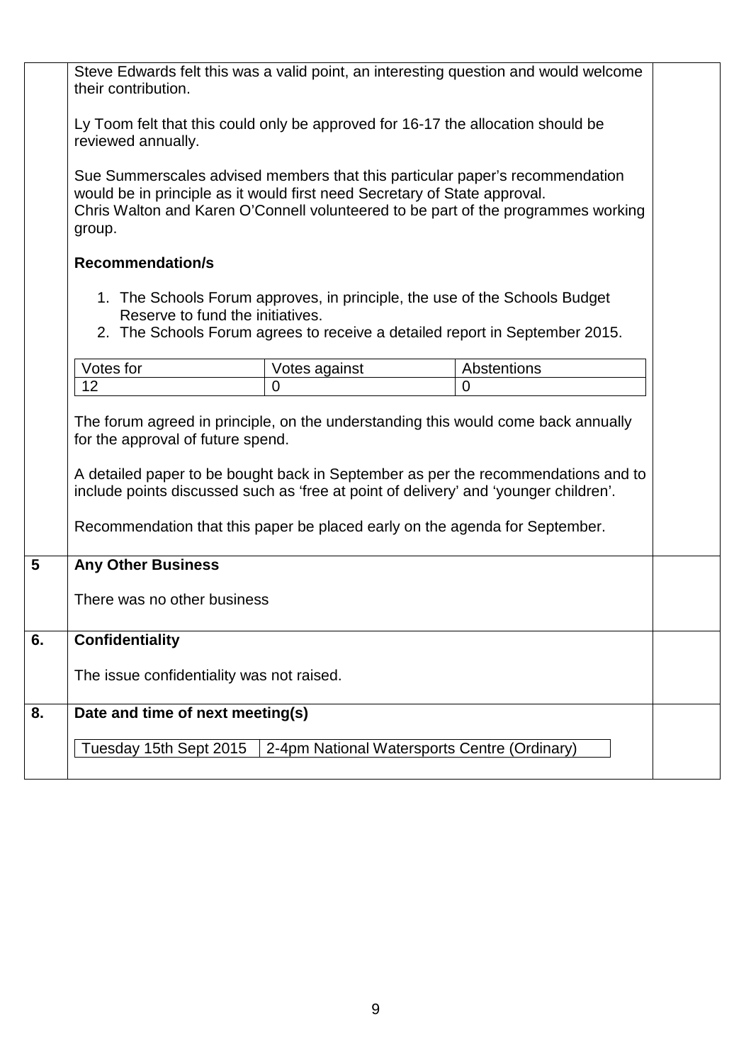Steve Edwards felt this was a valid point, an interesting question and would welcome their contribution.

Ly Toom felt that this could only be approved for 16-17 the allocation should be reviewed annually.

Sue Summerscales advised members that this particular paper's recommendation would be in principle as it would first need Secretary of State approval.
Chris Walton and Karen O'Connell volunteered to be part of the programmes working group.

**Recommendation/s**

1. The Schools Forum approves, in principle, the use of the Schools Budget Reserve to fund the initiatives.
2. The Schools Forum agrees to receive a detailed report in September 2015.

| Votes for | Votes against | Abstentions |
|---|---|---|
| 12 | 0 | 0 |

The forum agreed in principle, on the understanding this would come back annually for the approval of future spend.

A detailed paper to be bought back in September as per the recommendations and to include points discussed such as 'free at point of delivery' and 'younger children'.

Recommendation that this paper be placed early on the agenda for September.

## 5 Any Other Business

There was no other business

## 6. Confidentiality

The issue confidentiality was not raised.

## 8. Date and time of next meeting(s)

| | |
|---|---|
| Tuesday 15th Sept 2015 | 2-4pm National Watersports Centre (Ordinary) |